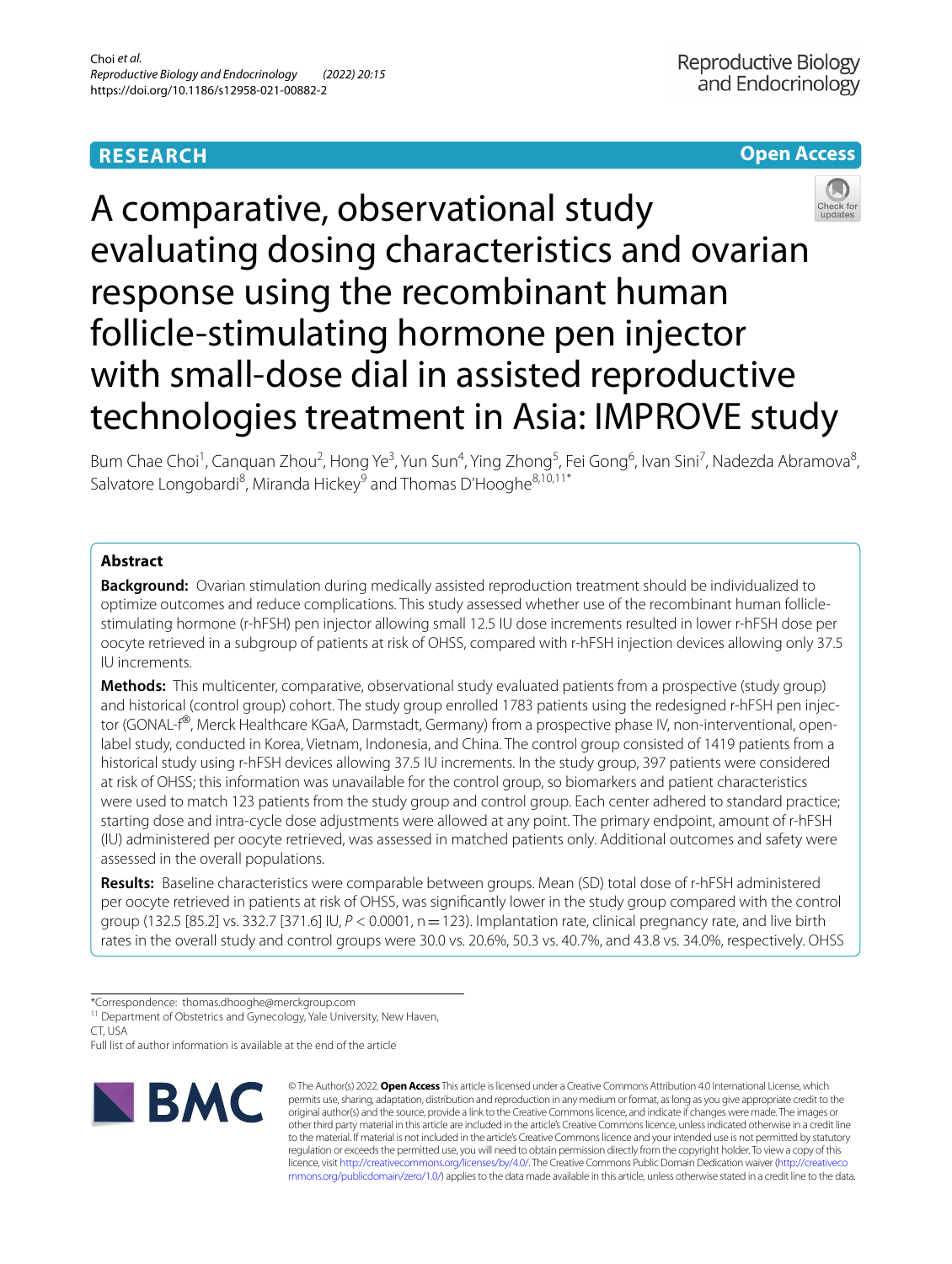RESEARCH

Open Access

# A comparative, observational study evaluating dosing characteristics and ovarian response using the recombinant human follicle-stimulating hormone pen injector with small-dose dial in assisted reproductive technologies treatment in Asia: IMPROVE study

Bum Chae Choi[1], Canquan Zhou[2], Hong Ye[3], Yun Sun[4], Ying Zhong[5], Fei Gong[6], Ivan Sini[7], Nadezda Abramova[8], Salvatore Longobardi[8], Miranda Hickey[9] and Thomas D'Hooghe[8,10,11*]

## Abstract

**Background:** Ovarian stimulation during medically assisted reproduction treatment should be individualized to optimize outcomes and reduce complications. This study assessed whether use of the recombinant human follicle-stimulating hormone (r-hFSH) pen injector allowing small 12.5 IU dose increments resulted in lower r-hFSH dose per oocyte retrieved in a subgroup of patients at risk of OHSS, compared with r-hFSH injection devices allowing only 37.5 IU increments.

**Methods:** This multicenter, comparative, observational study evaluated patients from a prospective (study group) and historical (control group) cohort. The study group enrolled 1783 patients using the redesigned r-hFSH pen injector (GONAL-f®, Merck Healthcare KGaA, Darmstadt, Germany) from a prospective phase IV, non-interventional, open-label study, conducted in Korea, Vietnam, Indonesia, and China. The control group consisted of 1419 patients from a historical study using r-hFSH devices allowing 37.5 IU increments. In the study group, 397 patients were considered at risk of OHSS; this information was unavailable for the control group, so biomarkers and patient characteristics were used to match 123 patients from the study group and control group. Each center adhered to standard practice; starting dose and intra-cycle dose adjustments were allowed at any point. The primary endpoint, amount of r-hFSH (IU) administered per oocyte retrieved, was assessed in matched patients only. Additional outcomes and safety were assessed in the overall populations.

**Results:** Baseline characteristics were comparable between groups. Mean (SD) total dose of r-hFSH administered per oocyte retrieved in patients at risk of OHSS, was significantly lower in the study group compared with the control group (132.5 [85.2] vs. 332.7 [371.6] IU, $P < 0.0001$, n = 123). Implantation rate, clinical pregnancy rate, and live birth rates in the overall study and control groups were 30.0 vs. 20.6%, 50.3 vs. 40.7%, and 43.8 vs. 34.0%, respectively. OHSS

*Correspondence: thomas.dhooghe@merckgroup.com

[11] Department of Obstetrics and Gynecology, Yale University, New Haven, CT, USA

Full list of author information is available at the end of the article

© The Author(s) 2022. **Open Access** This article is licensed under a Creative Commons Attribution 4.0 International License, which permits use, sharing, adaptation, distribution and reproduction in any medium or format, as long as you give appropriate credit to the original author(s) and the source, provide a link to the Creative Commons licence, and indicate if changes were made. The images or other third party material in this article are included in the article's Creative Commons licence, unless indicated otherwise in a credit line to the material. If material is not included in the article's Creative Commons licence and your intended use is not permitted by statutory regulation or exceeds the permitted use, you will need to obtain permission directly from the copyright holder. To view a copy of this licence, visit http://creativecommons.org/licenses/by/4.0/. The Creative Commons Public Domain Dedication waiver (http://creativecommons.org/publicdomain/zero/1.0/) applies to the data made available in this article, unless otherwise stated in a credit line to the data.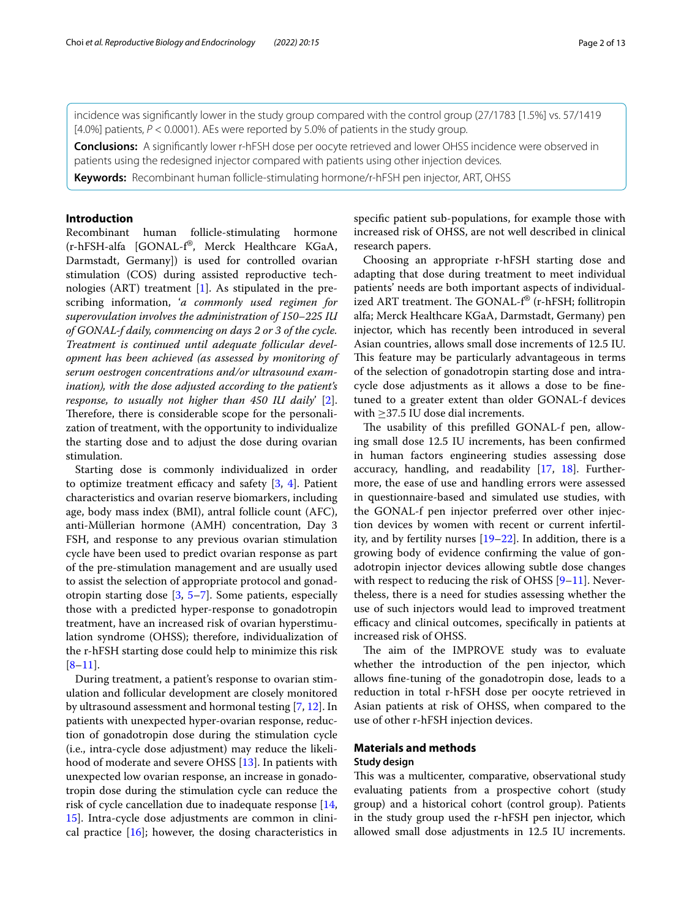incidence was significantly lower in the study group compared with the control group (27/1783 [1.5%] vs. 57/1419 [4.0%] patients, $P < 0.0001$). AEs were reported by 5.0% of patients in the study group.

**Conclusions:** A significantly lower r-hFSH dose per oocyte retrieved and lower OHSS incidence were observed in patients using the redesigned injector compared with patients using other injection devices.

**Keywords:** Recombinant human follicle-stimulating hormone/r-hFSH pen injector, ART, OHSS

## Introduction

Recombinant human follicle-stimulating hormone (r-hFSH-alfa [GONAL-f®, Merck Healthcare KGaA, Darmstadt, Germany]) is used for controlled ovarian stimulation (COS) during assisted reproductive technologies (ART) treatment [1]. As stipulated in the prescribing information, '*a commonly used regimen for superovulation involves the administration of 150–225 IU of GONAL-f daily, commencing on days 2 or 3 of the cycle. Treatment is continued until adequate follicular development has been achieved (as assessed by monitoring of serum oestrogen concentrations and/or ultrasound examination), with the dose adjusted according to the patient's response, to usually not higher than 450 IU daily*' [2]. Therefore, there is considerable scope for the personalization of treatment, with the opportunity to individualize the starting dose and to adjust the dose during ovarian stimulation.

Starting dose is commonly individualized in order to optimize treatment efficacy and safety [3, 4]. Patient characteristics and ovarian reserve biomarkers, including age, body mass index (BMI), antral follicle count (AFC), anti-Müllerian hormone (AMH) concentration, Day 3 FSH, and response to any previous ovarian stimulation cycle have been used to predict ovarian response as part of the pre-stimulation management and are usually used to assist the selection of appropriate protocol and gonadotropin starting dose [3, 5–7]. Some patients, especially those with a predicted hyper-response to gonadotropin treatment, have an increased risk of ovarian hyperstimulation syndrome (OHSS); therefore, individualization of the r-hFSH starting dose could help to minimize this risk [8–11].

During treatment, a patient's response to ovarian stimulation and follicular development are closely monitored by ultrasound assessment and hormonal testing [7, 12]. In patients with unexpected hyper-ovarian response, reduction of gonadotropin dose during the stimulation cycle (i.e., intra-cycle dose adjustment) may reduce the likelihood of moderate and severe OHSS [13]. In patients with unexpected low ovarian response, an increase in gonadotropin dose during the stimulation cycle can reduce the risk of cycle cancellation due to inadequate response [14, 15]. Intra-cycle dose adjustments are common in clinical practice [16]; however, the dosing characteristics in specific patient sub-populations, for example those with increased risk of OHSS, are not well described in clinical research papers.

Choosing an appropriate r-hFSH starting dose and adapting that dose during treatment to meet individual patients' needs are both important aspects of individualized ART treatment. The GONAL-f® (r-hFSH; follitropin alfa; Merck Healthcare KGaA, Darmstadt, Germany) pen injector, which has recently been introduced in several Asian countries, allows small dose increments of 12.5 IU. This feature may be particularly advantageous in terms of the selection of gonadotropin starting dose and intra-cycle dose adjustments as it allows a dose to be fine-tuned to a greater extent than older GONAL-f devices with ≥37.5 IU dose dial increments.

The usability of this prefilled GONAL-f pen, allowing small dose 12.5 IU increments, has been confirmed in human factors engineering studies assessing dose accuracy, handling, and readability [17, 18]. Furthermore, the ease of use and handling errors were assessed in questionnaire-based and simulated use studies, with the GONAL-f pen injector preferred over other injection devices by women with recent or current infertility, and by fertility nurses [19–22]. In addition, there is a growing body of evidence confirming the value of gonadotropin injector devices allowing subtle dose changes with respect to reducing the risk of OHSS [9–11]. Nevertheless, there is a need for studies assessing whether the use of such injectors would lead to improved treatment efficacy and clinical outcomes, specifically in patients at increased risk of OHSS.

The aim of the IMPROVE study was to evaluate whether the introduction of the pen injector, which allows fine-tuning of the gonadotropin dose, leads to a reduction in total r-hFSH dose per oocyte retrieved in Asian patients at risk of OHSS, when compared to the use of other r-hFSH injection devices.

## Materials and methods

### Study design

This was a multicenter, comparative, observational study evaluating patients from a prospective cohort (study group) and a historical cohort (control group). Patients in the study group used the r-hFSH pen injector, which allowed small dose adjustments in 12.5 IU increments.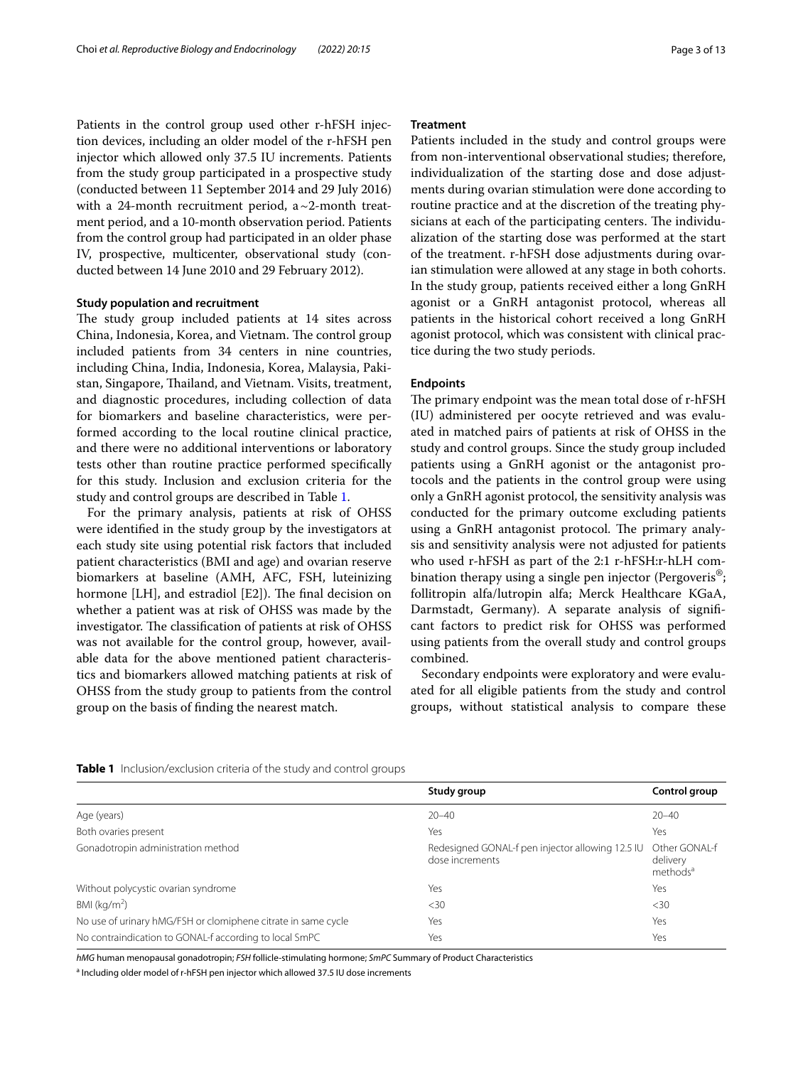Patients in the control group used other r-hFSH injection devices, including an older model of the r-hFSH pen injector which allowed only 37.5 IU increments. Patients from the study group participated in a prospective study (conducted between 11 September 2014 and 29 July 2016) with a 24-month recruitment period, a ~2-month treatment period, and a 10-month observation period. Patients from the control group had participated in an older phase IV, prospective, multicenter, observational study (conducted between 14 June 2010 and 29 February 2012).

### Study population and recruitment

The study group included patients at 14 sites across China, Indonesia, Korea, and Vietnam. The control group included patients from 34 centers in nine countries, including China, India, Indonesia, Korea, Malaysia, Pakistan, Singapore, Thailand, and Vietnam. Visits, treatment, and diagnostic procedures, including collection of data for biomarkers and baseline characteristics, were performed according to the local routine clinical practice, and there were no additional interventions or laboratory tests other than routine practice performed specifically for this study. Inclusion and exclusion criteria for the study and control groups are described in Table 1.

For the primary analysis, patients at risk of OHSS were identified in the study group by the investigators at each study site using potential risk factors that included patient characteristics (BMI and age) and ovarian reserve biomarkers at baseline (AMH, AFC, FSH, luteinizing hormone [LH], and estradiol [E2]). The final decision on whether a patient was at risk of OHSS was made by the investigator. The classification of patients at risk of OHSS was not available for the control group, however, available data for the above mentioned patient characteristics and biomarkers allowed matching patients at risk of OHSS from the study group to patients from the control group on the basis of finding the nearest match.

### Treatment

Patients included in the study and control groups were from non-interventional observational studies; therefore, individualization of the starting dose and dose adjustments during ovarian stimulation were done according to routine practice and at the discretion of the treating physicians at each of the participating centers. The individualization of the starting dose was performed at the start of the treatment. r-hFSH dose adjustments during ovarian stimulation were allowed at any stage in both cohorts. In the study group, patients received either a long GnRH agonist or a GnRH antagonist protocol, whereas all patients in the historical cohort received a long GnRH agonist protocol, which was consistent with clinical practice during the two study periods.

### Endpoints

The primary endpoint was the mean total dose of r-hFSH (IU) administered per oocyte retrieved and was evaluated in matched pairs of patients at risk of OHSS in the study and control groups. Since the study group included patients using a GnRH agonist or the antagonist protocols and the patients in the control group were using only a GnRH agonist protocol, the sensitivity analysis was conducted for the primary outcome excluding patients using a GnRH antagonist protocol. The primary analysis and sensitivity analysis were not adjusted for patients who used r-hFSH as part of the 2:1 r-hFSH:r-hLH combination therapy using a single pen injector (Pergoveris®; follitropin alfa/lutropin alfa; Merck Healthcare KGaA, Darmstadt, Germany). A separate analysis of significant factors to predict risk for OHSS was performed using patients from the overall study and control groups combined.

Secondary endpoints were exploratory and were evaluated for all eligible patients from the study and control groups, without statistical analysis to compare these

**Table 1** Inclusion/exclusion criteria of the study and control groups

| | Study group | Control group |
|---|---|---|
| Age (years) | 20–40 | 20–40 |
| Both ovaries present | Yes | Yes |
| Gonadotropin administration method | Redesigned GONAL-f pen injector allowing 12.5 IU dose increments | Other GONAL-f delivery methods[a] |
| Without polycystic ovarian syndrome | Yes | Yes |
| BMI (kg/m$^2$) | <30 | <30 |
| No use of urinary hMG/FSH or clomiphene citrate in same cycle | Yes | Yes |
| No contraindication to GONAL-f according to local SmPC | Yes | Yes |

*hMG* human menopausal gonadotropin; *FSH* follicle-stimulating hormone; *SmPC* Summary of Product Characteristics

[a] Including older model of r-hFSH pen injector which allowed 37.5 IU dose increments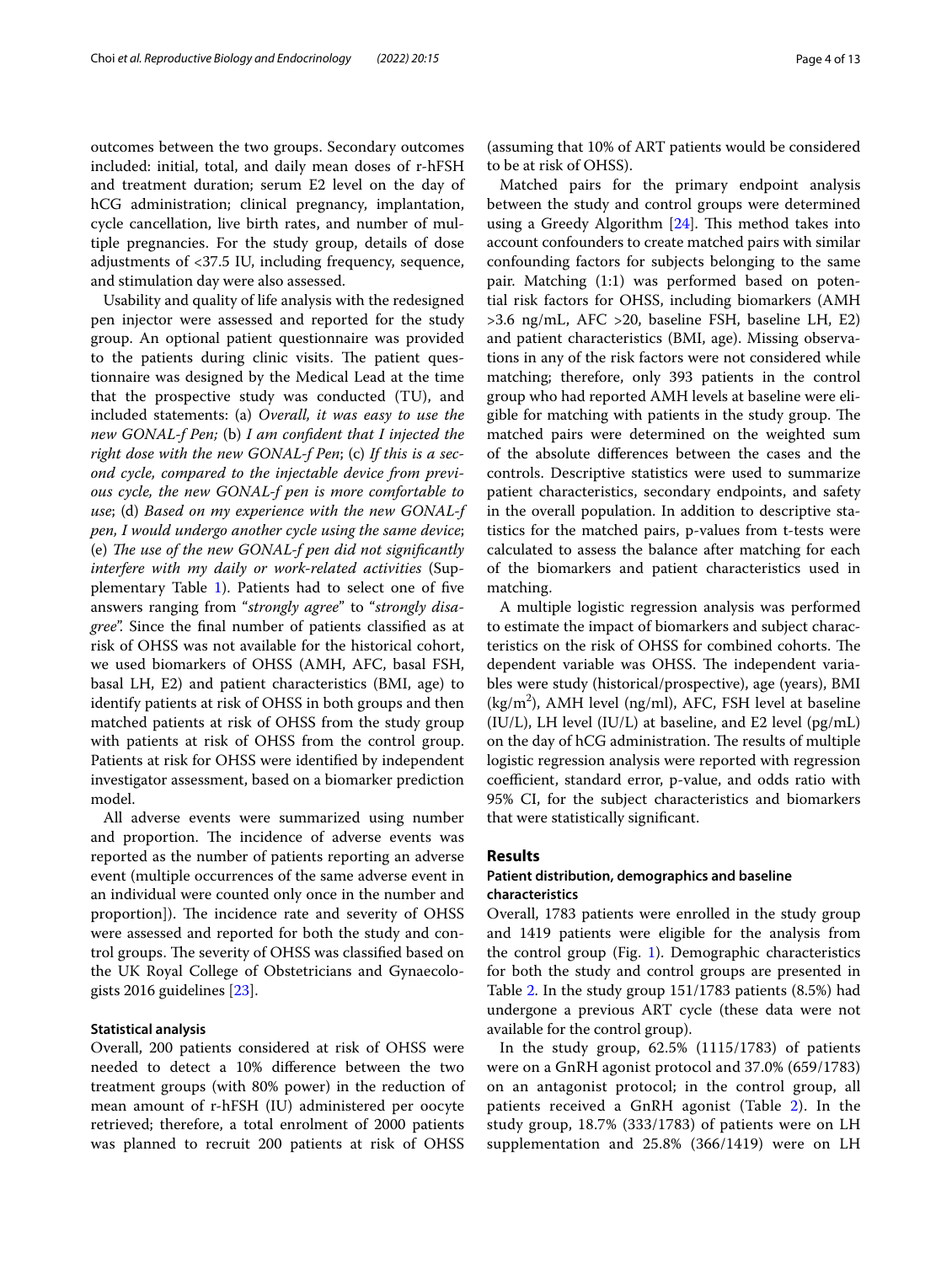outcomes between the two groups. Secondary outcomes included: initial, total, and daily mean doses of r-hFSH and treatment duration; serum E2 level on the day of hCG administration; clinical pregnancy, implantation, cycle cancellation, live birth rates, and number of multiple pregnancies. For the study group, details of dose adjustments of <37.5 IU, including frequency, sequence, and stimulation day were also assessed.

Usability and quality of life analysis with the redesigned pen injector were assessed and reported for the study group. An optional patient questionnaire was provided to the patients during clinic visits. The patient questionnaire was designed by the Medical Lead at the time that the prospective study was conducted (TU), and included statements: (a) *Overall, it was easy to use the new GONAL-f Pen;* (b) *I am confident that I injected the right dose with the new GONAL-f Pen*; (c) *If this is a second cycle, compared to the injectable device from previous cycle, the new GONAL-f pen is more comfortable to use*; (d) *Based on my experience with the new GONAL-f pen, I would undergo another cycle using the same device*; (e) *The use of the new GONAL-f pen did not significantly interfere with my daily or work-related activities* (Supplementary Table 1). Patients had to select one of five answers ranging from "*strongly agree*" to "*strongly disagree*". Since the final number of patients classified as at risk of OHSS was not available for the historical cohort, we used biomarkers of OHSS (AMH, AFC, basal FSH, basal LH, E2) and patient characteristics (BMI, age) to identify patients at risk of OHSS in both groups and then matched patients at risk of OHSS from the study group with patients at risk of OHSS from the control group. Patients at risk for OHSS were identified by independent investigator assessment, based on a biomarker prediction model.

All adverse events were summarized using number and proportion. The incidence of adverse events was reported as the number of patients reporting an adverse event (multiple occurrences of the same adverse event in an individual were counted only once in the number and proportion]). The incidence rate and severity of OHSS were assessed and reported for both the study and control groups. The severity of OHSS was classified based on the UK Royal College of Obstetricians and Gynaecologists 2016 guidelines [23].

### Statistical analysis

Overall, 200 patients considered at risk of OHSS were needed to detect a 10% difference between the two treatment groups (with 80% power) in the reduction of mean amount of r-hFSH (IU) administered per oocyte retrieved; therefore, a total enrolment of 2000 patients was planned to recruit 200 patients at risk of OHSS (assuming that 10% of ART patients would be considered to be at risk of OHSS).

Matched pairs for the primary endpoint analysis between the study and control groups were determined using a Greedy Algorithm [24]. This method takes into account confounders to create matched pairs with similar confounding factors for subjects belonging to the same pair. Matching (1:1) was performed based on potential risk factors for OHSS, including biomarkers (AMH >3.6 ng/mL, AFC >20, baseline FSH, baseline LH, E2) and patient characteristics (BMI, age). Missing observations in any of the risk factors were not considered while matching; therefore, only 393 patients in the control group who had reported AMH levels at baseline were eligible for matching with patients in the study group. The matched pairs were determined on the weighted sum of the absolute differences between the cases and the controls. Descriptive statistics were used to summarize patient characteristics, secondary endpoints, and safety in the overall population. In addition to descriptive statistics for the matched pairs, p-values from t-tests were calculated to assess the balance after matching for each of the biomarkers and patient characteristics used in matching.

A multiple logistic regression analysis was performed to estimate the impact of biomarkers and subject characteristics on the risk of OHSS for combined cohorts. The dependent variable was OHSS. The independent variables were study (historical/prospective), age (years), BMI ($kg/m^2$), AMH level (ng/ml), AFC, FSH level at baseline (IU/L), LH level (IU/L) at baseline, and E2 level (pg/mL) on the day of hCG administration. The results of multiple logistic regression analysis were reported with regression coefficient, standard error, p-value, and odds ratio with 95% CI, for the subject characteristics and biomarkers that were statistically significant.

## Results

### Patient distribution, demographics and baseline characteristics

Overall, 1783 patients were enrolled in the study group and 1419 patients were eligible for the analysis from the control group (Fig. 1). Demographic characteristics for both the study and control groups are presented in Table 2. In the study group 151/1783 patients (8.5%) had undergone a previous ART cycle (these data were not available for the control group).

In the study group, 62.5% (1115/1783) of patients were on a GnRH agonist protocol and 37.0% (659/1783) on an antagonist protocol; in the control group, all patients received a GnRH agonist (Table 2). In the study group, 18.7% (333/1783) of patients were on LH supplementation and 25.8% (366/1419) were on LH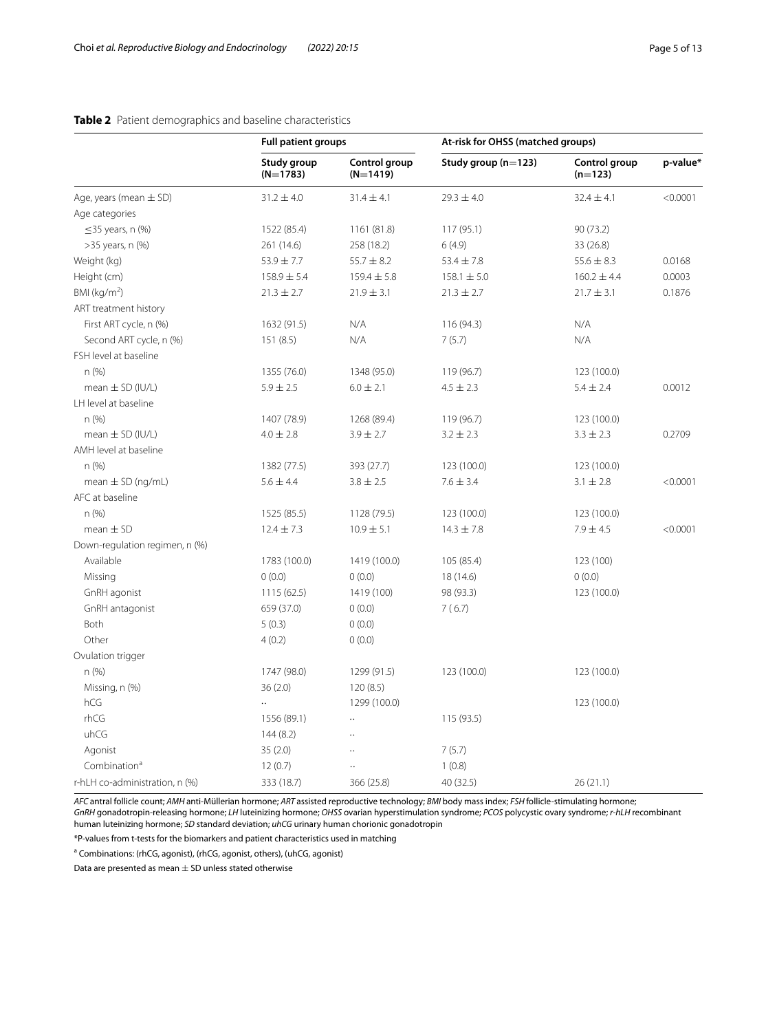**Table 2** Patient demographics and baseline characteristics

| | Full patient groups | | At-risk for OHSS (matched groups) | | |
|---|---|---|---|---|---|
| | Study group (N=1783) | Control group (N=1419) | Study group (n=123) | Control group (n=123) | p-value* |
| Age, years (mean ± SD) | 31.2 ± 4.0 | 31.4 ± 4.1 | 29.3 ± 4.0 | 32.4 ± 4.1 | <0.0001 |
| Age categories | | | | | |
| ≤35 years, n (%) | 1522 (85.4) | 1161 (81.8) | 117 (95.1) | 90 (73.2) | |
| >35 years, n (%) | 261 (14.6) | 258 (18.2) | 6 (4.9) | 33 (26.8) | |
| Weight (kg) | 53.9 ± 7.7 | 55.7 ± 8.2 | 53.4 ± 7.8 | 55.6 ± 8.3 | 0.0168 |
| Height (cm) | 158.9 ± 5.4 | 159.4 ± 5.8 | 158.1 ± 5.0 | 160.2 ± 4.4 | 0.0003 |
| BMI (kg/m$^2$) | 21.3 ± 2.7 | 21.9 ± 3.1 | 21.3 ± 2.7 | 21.7 ± 3.1 | 0.1876 |
| ART treatment history | | | | | |
| First ART cycle, n (%) | 1632 (91.5) | N/A | 116 (94.3) | N/A | |
| Second ART cycle, n (%) | 151 (8.5) | N/A | 7 (5.7) | N/A | |
| FSH level at baseline | | | | | |
| n (%) | 1355 (76.0) | 1348 (95.0) | 119 (96.7) | 123 (100.0) | |
| mean ± SD (IU/L) | 5.9 ± 2.5 | 6.0 ± 2.1 | 4.5 ± 2.3 | 5.4 ± 2.4 | 0.0012 |
| LH level at baseline | | | | | |
| n (%) | 1407 (78.9) | 1268 (89.4) | 119 (96.7) | 123 (100.0) | |
| mean ± SD (IU/L) | 4.0 ± 2.8 | 3.9 ± 2.7 | 3.2 ± 2.3 | 3.3 ± 2.3 | 0.2709 |
| AMH level at baseline | | | | | |
| n (%) | 1382 (77.5) | 393 (27.7) | 123 (100.0) | 123 (100.0) | |
| mean ± SD (ng/mL) | 5.6 ± 4.4 | 3.8 ± 2.5 | 7.6 ± 3.4 | 3.1 ± 2.8 | <0.0001 |
| AFC at baseline | | | | | |
| n (%) | 1525 (85.5) | 1128 (79.5) | 123 (100.0) | 123 (100.0) | |
| mean ± SD | 12.4 ± 7.3 | 10.9 ± 5.1 | 14.3 ± 7.8 | 7.9 ± 4.5 | <0.0001 |
| Down-regulation regimen, n (%) | | | | | |
| Available | 1783 (100.0) | 1419 (100.0) | 105 (85.4) | 123 (100) | |
| Missing | 0 (0.0) | 0 (0.0) | 18 (14.6) | 0 (0.0) | |
| GnRH agonist | 1115 (62.5) | 1419 (100) | 98 (93.3) | 123 (100.0) | |
| GnRH antagonist | 659 (37.0) | 0 (0.0) | 7 ( 6.7) | | |
| Both | 5 (0.3) | 0 (0.0) | | | |
| Other | 4 (0.2) | 0 (0.0) | | | |
| Ovulation trigger | | | | | |
| n (%) | 1747 (98.0) | 1299 (91.5) | 123 (100.0) | 123 (100.0) | |
| Missing, n (%) | 36 (2.0) | 120 (8.5) | | | |
| hCG | .. | 1299 (100.0) | | 123 (100.0) | |
| rhCG | 1556 (89.1) | .. | 115 (93.5) | | |
| uhCG | 144 (8.2) | .. | | | |
| Agonist | 35 (2.0) | .. | 7 (5.7) | | |
| Combination[a] | 12 (0.7) | .. | 1 (0.8) | | |
| r-hLH co-administration, n (%) | 333 (18.7) | 366 (25.8) | 40 (32.5) | 26 (21.1) | |

*AFC* antral follicle count; *AMH* anti-Müllerian hormone; *ART* assisted reproductive technology; *BMI* body mass index; *FSH* follicle-stimulating hormone; *GnRH* gonadotropin-releasing hormone; *LH* luteinizing hormone; *OHSS* ovarian hyperstimulation syndrome; *PCOS* polycystic ovary syndrome; *r-hLH* recombinant human luteinizing hormone; *SD* standard deviation; *uhCG* urinary human chorionic gonadotropin

*P-values from t-tests for the biomarkers and patient characteristics used in matching

[a] Combinations: (rhCG, agonist), (rhCG, agonist, others), (uhCG, agonist)

Data are presented as mean ± SD unless stated otherwise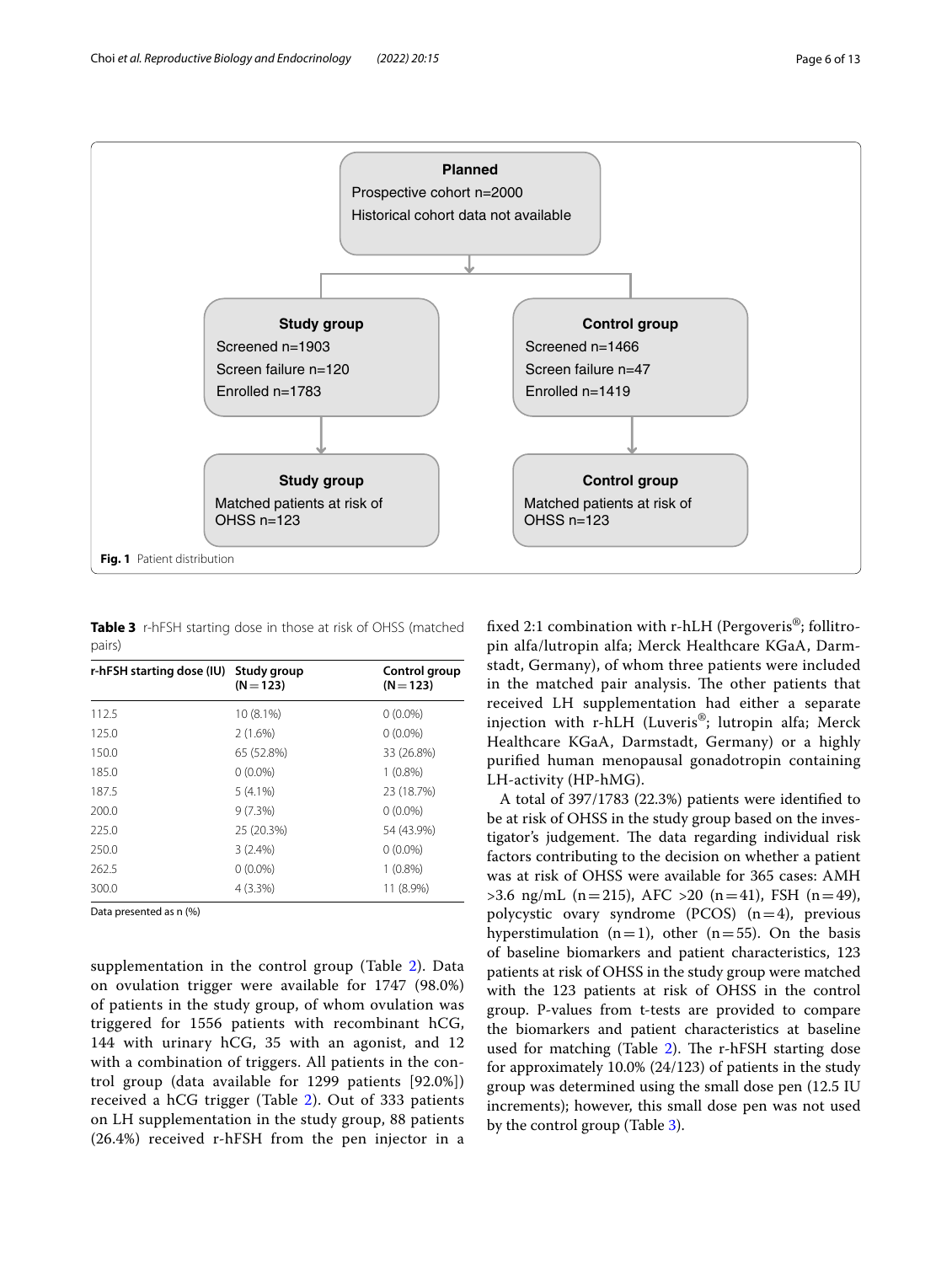**Planned**

Prospective cohort n=2000

Historical cohort data not available

**Study group**

Screened n=1903

Screen failure n=120

Enrolled n=1783

**Control group**

Screened n=1466

Screen failure n=47

Enrolled n=1419

**Study group**

Matched patients at risk of OHSS n=123

**Control group**

Matched patients at risk of OHSS n=123

**Fig. 1** Patient distribution

**Table 3** r-hFSH starting dose in those at risk of OHSS (matched pairs)

| r-hFSH starting dose (IU) | Study group (N = 123) | Control group (N = 123) |
|---|---|---|
| 112.5 | 10 (8.1%) | 0 (0.0%) |
| 125.0 | 2 (1.6%) | 0 (0.0%) |
| 150.0 | 65 (52.8%) | 33 (26.8%) |
| 185.0 | 0 (0.0%) | 1 (0.8%) |
| 187.5 | 5 (4.1%) | 23 (18.7%) |
| 200.0 | 9 (7.3%) | 0 (0.0%) |
| 225.0 | 25 (20.3%) | 54 (43.9%) |
| 250.0 | 3 (2.4%) | 0 (0.0%) |
| 262.5 | 0 (0.0%) | 1 (0.8%) |
| 300.0 | 4 (3.3%) | 11 (8.9%) |

Data presented as n (%)

supplementation in the control group (Table 2). Data on ovulation trigger were available for 1747 (98.0%) of patients in the study group, of whom ovulation was triggered for 1556 patients with recombinant hCG, 144 with urinary hCG, 35 with an agonist, and 12 with a combination of triggers. All patients in the control group (data available for 1299 patients [92.0%]) received a hCG trigger (Table 2). Out of 333 patients on LH supplementation in the study group, 88 patients (26.4%) received r-hFSH from the pen injector in a fixed 2:1 combination with r-hLH (Pergoveris®; follitropin alfa/lutropin alfa; Merck Healthcare KGaA, Darmstadt, Germany), of whom three patients were included in the matched pair analysis. The other patients that received LH supplementation had either a separate injection with r-hLH (Luveris®; lutropin alfa; Merck Healthcare KGaA, Darmstadt, Germany) or a highly purified human menopausal gonadotropin containing LH-activity (HP-hMG).

A total of 397/1783 (22.3%) patients were identified to be at risk of OHSS in the study group based on the investigator's judgement. The data regarding individual risk factors contributing to the decision on whether a patient was at risk of OHSS were available for 365 cases: AMH >3.6 ng/mL (n = 215), AFC >20 (n = 41), FSH (n = 49), polycystic ovary syndrome (PCOS) (n = 4), previous hyperstimulation (n = 1), other (n = 55). On the basis of baseline biomarkers and patient characteristics, 123 patients at risk of OHSS in the study group were matched with the 123 patients at risk of OHSS in the control group. P-values from t-tests are provided to compare the biomarkers and patient characteristics at baseline used for matching (Table 2). The r-hFSH starting dose for approximately 10.0% (24/123) of patients in the study group was determined using the small dose pen (12.5 IU increments); however, this small dose pen was not used by the control group (Table 3).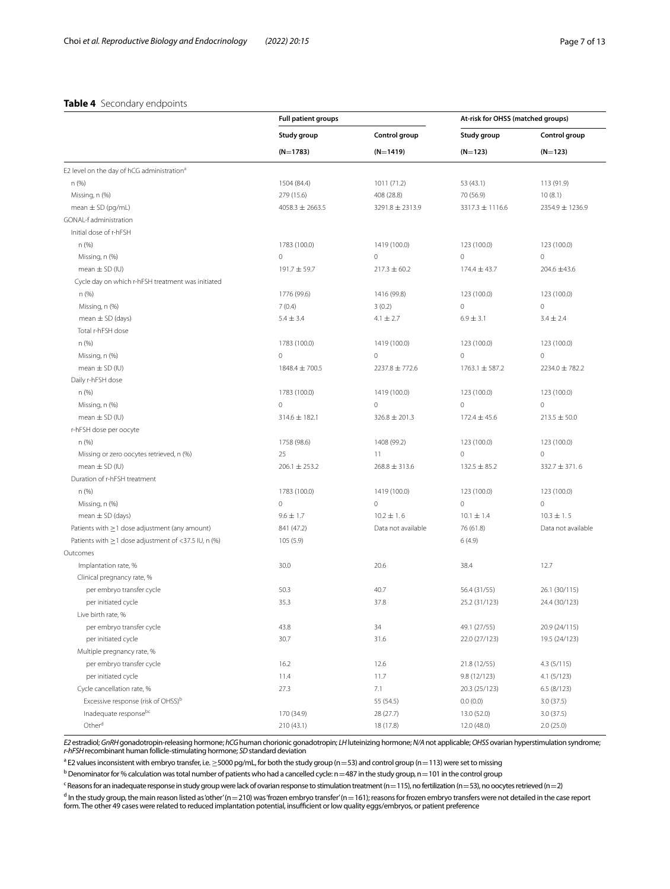**Table 4** Secondary endpoints

| | Full patient groups | | At-risk for OHSS (matched groups) | |
|---|---|---|---|---|
| | Study group | Control group | Study group | Control group |
| | (N=1783) | (N=1419) | (N=123) | (N=123) |
| E2 level on the day of hCG administration[a] | | | | |
| n (%) | 1504 (84.4) | 1011 (71.2) | 53 (43.1) | 113 (91.9) |
| Missing, n (%) | 279 (15.6) | 408 (28.8) | 70 (56.9) | 10 (8.1) |
| mean ± SD (pg/mL) | 4058.3 ± 2663.5 | 3291.8 ± 2313.9 | 3317.3 ± 1116.6 | 2354.9 ± 1236.9 |
| GONAL-f administration | | | | |
| Initial dose of r-hFSH | | | | |
| n (%) | 1783 (100.0) | 1419 (100.0) | 123 (100.0) | 123 (100.0) |
| Missing, n (%) | 0 | 0 | 0 | 0 |
| mean ± SD (IU) | 191.7 ± 59.7 | 217.3 ± 60.2 | 174.4 ± 43.7 | 204.6 ±43.6 |
| Cycle day on which r-hFSH treatment was initiated | | | | |
| n (%) | 1776 (99.6) | 1416 (99.8) | 123 (100.0) | 123 (100.0) |
| Missing, n (%) | 7 (0.4) | 3 (0.2) | 0 | 0 |
| mean ± SD (days) | 5.4 ± 3.4 | 4.1 ± 2.7 | 6.9 ± 3.1 | 3.4 ± 2.4 |
| Total r-hFSH dose | | | | |
| n (%) | 1783 (100.0) | 1419 (100.0) | 123 (100.0) | 123 (100.0) |
| Missing, n (%) | 0 | 0 | 0 | 0 |
| mean ± SD (IU) | 1848.4 ± 700.5 | 2237.8 ± 772.6 | 1763.1 ± 587.2 | 2234.0 ± 782.2 |
| Daily r-hFSH dose | | | | |
| n (%) | 1783 (100.0) | 1419 (100.0) | 123 (100.0) | 123 (100.0) |
| Missing, n (%) | 0 | 0 | 0 | 0 |
| mean ± SD (IU) | 314.6 ± 182.1 | 326.8 ± 201.3 | 172.4 ± 45.6 | 213.5 ± 50.0 |
| r-hFSH dose per oocyte | | | | |
| n (%) | 1758 (98.6) | 1408 (99.2) | 123 (100.0) | 123 (100.0) |
| Missing or zero oocytes retrieved, n (%) | 25 | 11 | 0 | 0 |
| mean ± SD (IU) | 206.1 ± 253.2 | 268.8 ± 313.6 | 132.5 ± 85.2 | 332.7 ± 371. 6 |
| Duration of r-hFSH treatment | | | | |
| n (%) | 1783 (100.0) | 1419 (100.0) | 123 (100.0) | 123 (100.0) |
| Missing, n (%) | 0 | 0 | 0 | 0 |
| mean ± SD (days) | 9.6 ± 1.7 | 10.2 ± 1. 6 | 10.1 ± 1.4 | 10.3 ± 1. 5 |
| Patients with ≥1 dose adjustment (any amount) | 841 (47.2) | Data not available | 76 (61.8) | Data not available |
| Patients with ≥1 dose adjustment of <37.5 IU, n (%) | 105 (5.9) | | 6 (4.9) | |
| Outcomes | | | | |
| Implantation rate, % | 30.0 | 20.6 | 38.4 | 12.7 |
| Clinical pregnancy rate, % | | | | |
| per embryo transfer cycle | 50.3 | 40.7 | 56.4 (31/55) | 26.1 (30/115) |
| per initiated cycle | 35.3 | 37.8 | 25.2 (31/123) | 24.4 (30/123) |
| Live birth rate, % | | | | |
| per embryo transfer cycle | 43.8 | 34 | 49.1 (27/55) | 20.9 (24/115) |
| per initiated cycle | 30.7 | 31.6 | 22.0 (27/123) | 19.5 (24/123) |
| Multiple pregnancy rate, % | | | | |
| per embryo transfer cycle | 16.2 | 12.6 | 21.8 (12/55) | 4.3 (5/115) |
| per initiated cycle | 11.4 | 11.7 | 9.8 (12/123) | 4.1 (5/123) |
| Cycle cancellation rate, % | 27.3 | 7.1 | 20.3 (25/123) | 6.5 (8/123) |
| Excessive response (risk of OHSS)[b] | | 55 (54.5) | 0.0 (0.0) | 3.0 (37.5) |
| Inadequate response[bc] | 170 (34.9) | 28 (27.7) | 13.0 (52.0) | 3.0 (37.5) |
| Other[d] | 210 (43.1) | 18 (17.8) | 12.0 (48.0) | 2.0 (25.0) |

*E2* estradiol; *GnRH* gonadotropin-releasing hormone; *hCG* human chorionic gonadotropin; *LH* luteinizing hormone; *N/A* not applicable; *OHSS* ovarian hyperstimulation syndrome; *r-hFSH* recombinant human follicle-stimulating hormone; *SD* standard deviation

[a] E2 values inconsistent with embryo transfer, i.e. ≥5000 pg/mL, for both the study group (n=53) and control group (n=113) were set to missing

[b] Denominator for % calculation was total number of patients who had a cancelled cycle: n=487 in the study group, n=101 in the control group

[c] Reasons for an inadequate response in study group were lack of ovarian response to stimulation treatment (n=115), no fertilization (n=53), no oocytes retrieved (n=2)

[d] In the study group, the main reason listed as 'other' (n=210) was 'frozen embryo transfer' (n=161); reasons for frozen embryo transfers were not detailed in the case report form. The other 49 cases were related to reduced implantation potential, insufficient or low quality eggs/embryos, or patient preference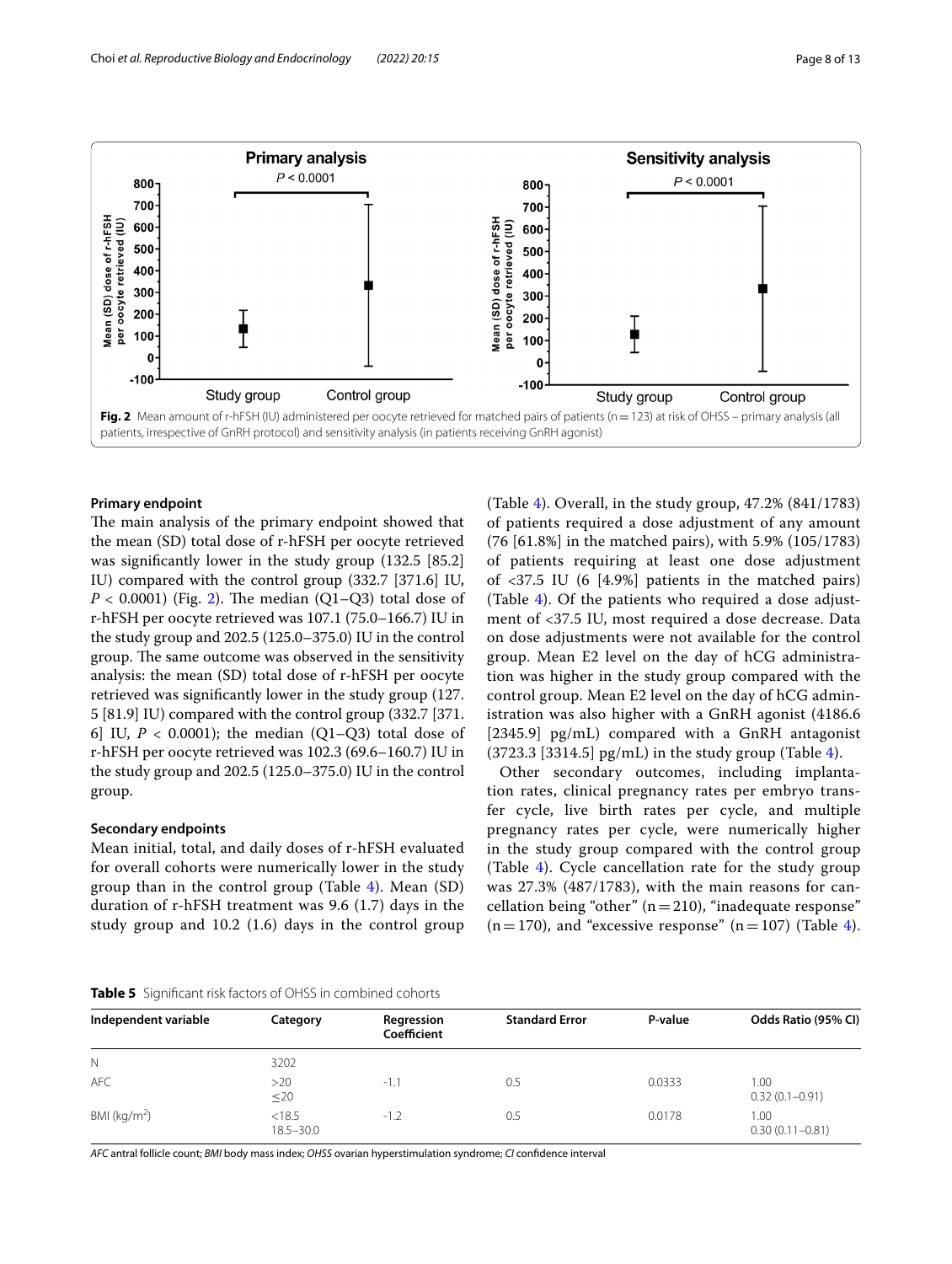**Fig. 2** Mean amount of r-hFSH (IU) administered per oocyte retrieved for matched pairs of patients (n = 123) at risk of OHSS – primary analysis (all patients, irrespective of GnRH protocol) and sensitivity analysis (in patients receiving GnRH agonist)

### Primary endpoint

The main analysis of the primary endpoint showed that the mean (SD) total dose of r-hFSH per oocyte retrieved was significantly lower in the study group (132.5 [85.2] IU) compared with the control group (332.7 [371.6] IU, $P < 0.0001$) (Fig. 2). The median (Q1–Q3) total dose of r-hFSH per oocyte retrieved was 107.1 (75.0–166.7) IU in the study group and 202.5 (125.0–375.0) IU in the control group. The same outcome was observed in the sensitivity analysis: the mean (SD) total dose of r-hFSH per oocyte retrieved was significantly lower in the study group (127. 5 [81.9] IU) compared with the control group (332.7 [371. 6] IU, $P < 0.0001$); the median (Q1–Q3) total dose of r-hFSH per oocyte retrieved was 102.3 (69.6–160.7) IU in the study group and 202.5 (125.0–375.0) IU in the control group.

### Secondary endpoints

Mean initial, total, and daily doses of r-hFSH evaluated for overall cohorts were numerically lower in the study group than in the control group (Table 4). Mean (SD) duration of r-hFSH treatment was 9.6 (1.7) days in the study group and 10.2 (1.6) days in the control group (Table 4). Overall, in the study group, 47.2% (841/1783) of patients required a dose adjustment of any amount (76 [61.8%] in the matched pairs), with 5.9% (105/1783) of patients requiring at least one dose adjustment of <37.5 IU (6 [4.9%] patients in the matched pairs) (Table 4). Of the patients who required a dose adjustment of <37.5 IU, most required a dose decrease. Data on dose adjustments were not available for the control group. Mean E2 level on the day of hCG administration was higher in the study group compared with the control group. Mean E2 level on the day of hCG administration was also higher with a GnRH agonist (4186.6 [2345.9] pg/mL) compared with a GnRH antagonist (3723.3 [3314.5] pg/mL) in the study group (Table 4).

Other secondary outcomes, including implantation rates, clinical pregnancy rates per embryo transfer cycle, live birth rates per cycle, and multiple pregnancy rates per cycle, were numerically higher in the study group compared with the control group (Table 4). Cycle cancellation rate for the study group was 27.3% (487/1783), with the main reasons for cancellation being "other" (n = 210), "inadequate response" (n = 170), and "excessive response" (n = 107) (Table 4).

**Table 5** Significant risk factors of OHSS in combined cohorts

| Independent variable | Category | Regression Coefficient | Standard Error | P-value | Odds Ratio (95% CI) |
|---|---|---|---|---|---|
| N | 3202 | | | | |
| AFC | >20<br>≤20 | -1.1 | 0.5 | 0.0333 | 1.00<br>0.32 (0.1–0.91) |
| BMI (kg/m$^2$) | <18.5<br>18.5–30.0 | -1.2 | 0.5 | 0.0178 | 1.00<br>0.30 (0.11–0.81) |

*AFC* antral follicle count; *BMI* body mass index; *OHSS* ovarian hyperstimulation syndrome; *CI* confidence interval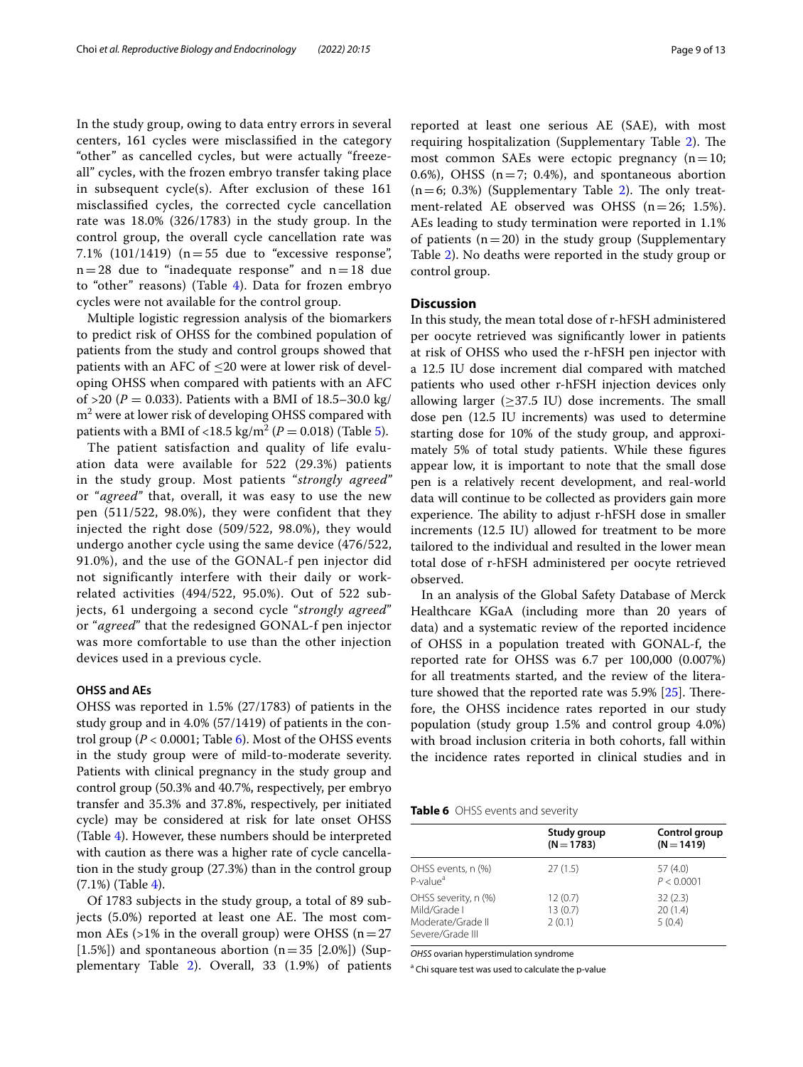In the study group, owing to data entry errors in several centers, 161 cycles were misclassified in the category "other" as cancelled cycles, but were actually "freeze-all" cycles, with the frozen embryo transfer taking place in subsequent cycle(s). After exclusion of these 161 misclassified cycles, the corrected cycle cancellation rate was 18.0% (326/1783) in the study group. In the control group, the overall cycle cancellation rate was 7.1% (101/1419) (n = 55 due to "excessive response", n = 28 due to "inadequate response" and n = 18 due to "other" reasons) (Table 4). Data for frozen embryo cycles were not available for the control group.

Multiple logistic regression analysis of the biomarkers to predict risk of OHSS for the combined population of patients from the study and control groups showed that patients with an AFC of ≤20 were at lower risk of developing OHSS when compared with patients with an AFC of >20 ($P = 0.033$). Patients with a BMI of 18.5–30.0 kg/m$^2$ were at lower risk of developing OHSS compared with patients with a BMI of <18.5 kg/m$^2$ ($P = 0.018$) (Table 5).

The patient satisfaction and quality of life evaluation data were available for 522 (29.3%) patients in the study group. Most patients "*strongly agreed*" or "*agreed*" that, overall, it was easy to use the new pen (511/522, 98.0%), they were confident that they injected the right dose (509/522, 98.0%), they would undergo another cycle using the same device (476/522, 91.0%), and the use of the GONAL-f pen injector did not significantly interfere with their daily or work-related activities (494/522, 95.0%). Out of 522 subjects, 61 undergoing a second cycle "*strongly agreed*" or "*agreed*" that the redesigned GONAL-f pen injector was more comfortable to use than the other injection devices used in a previous cycle.

### OHSS and AEs

OHSS was reported in 1.5% (27/1783) of patients in the study group and in 4.0% (57/1419) of patients in the control group ($P < 0.0001$; Table 6). Most of the OHSS events in the study group were of mild-to-moderate severity. Patients with clinical pregnancy in the study group and control group (50.3% and 40.7%, respectively, per embryo transfer and 35.3% and 37.8%, respectively, per initiated cycle) may be considered at risk for late onset OHSS (Table 4). However, these numbers should be interpreted with caution as there was a higher rate of cycle cancellation in the study group (27.3%) than in the control group (7.1%) (Table 4).

Of 1783 subjects in the study group, a total of 89 subjects (5.0%) reported at least one AE. The most common AEs (>1% in the overall group) were OHSS (n = 27 [1.5%]) and spontaneous abortion (n = 35 [2.0%]) (Supplementary Table 2). Overall, 33 (1.9%) of patients reported at least one serious AE (SAE), with most requiring hospitalization (Supplementary Table 2). The most common SAEs were ectopic pregnancy (n = 10; 0.6%), OHSS (n = 7; 0.4%), and spontaneous abortion (n = 6; 0.3%) (Supplementary Table 2). The only treatment-related AE observed was OHSS (n = 26; 1.5%). AEs leading to study termination were reported in 1.1% of patients (n = 20) in the study group (Supplementary Table 2). No deaths were reported in the study group or control group.

## Discussion

In this study, the mean total dose of r-hFSH administered per oocyte retrieved was significantly lower in patients at risk of OHSS who used the r-hFSH pen injector with a 12.5 IU dose increment dial compared with matched patients who used other r-hFSH injection devices only allowing larger (≥37.5 IU) dose increments. The small dose pen (12.5 IU increments) was used to determine starting dose for 10% of the study group, and approximately 5% of total study patients. While these figures appear low, it is important to note that the small dose pen is a relatively recent development, and real-world data will continue to be collected as providers gain more experience. The ability to adjust r-hFSH dose in smaller increments (12.5 IU) allowed for treatment to be more tailored to the individual and resulted in the lower mean total dose of r-hFSH administered per oocyte retrieved observed.

In an analysis of the Global Safety Database of Merck Healthcare KGaA (including more than 20 years of data) and a systematic review of the reported incidence of OHSS in a population treated with GONAL-f, the reported rate for OHSS was 6.7 per 100,000 (0.007%) for all treatments started, and the review of the literature showed that the reported rate was 5.9% [25]. Therefore, the OHSS incidence rates reported in our study population (study group 1.5% and control group 4.0%) with broad inclusion criteria in both cohorts, fall within the incidence rates reported in clinical studies and in

**Table 6** OHSS events and severity

| | Study group (N = 1783) | Control group (N = 1419) |
|---|---|---|
| OHSS events, n (%) | 27 (1.5) | 57 (4.0) |
| P-value[a] | | $P < 0.0001$ |
| OHSS severity, n (%) | | |
| Mild/Grade I | 12 (0.7) | 32 (2.3) |
| Moderate/Grade II | 13 (0.7) | 20 (1.4) |
| Severe/Grade III | 2 (0.1) | 5 (0.4) |

*OHSS* ovarian hyperstimulation syndrome

[a] Chi square test was used to calculate the p-value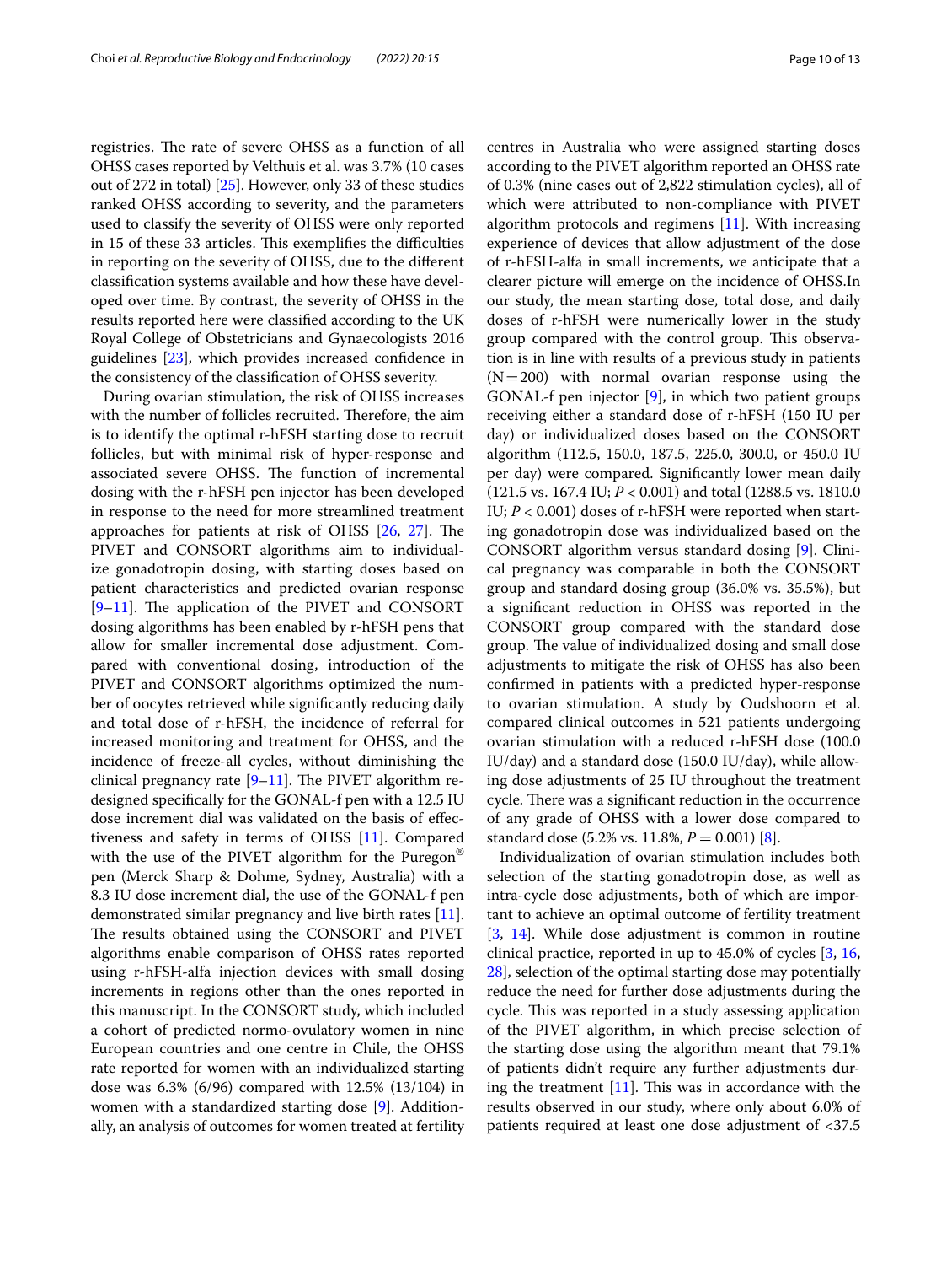registries. The rate of severe OHSS as a function of all OHSS cases reported by Velthuis et al. was 3.7% (10 cases out of 272 in total) [25]. However, only 33 of these studies ranked OHSS according to severity, and the parameters used to classify the severity of OHSS were only reported in 15 of these 33 articles. This exemplifies the difficulties in reporting on the severity of OHSS, due to the different classification systems available and how these have developed over time. By contrast, the severity of OHSS in the results reported here were classified according to the UK Royal College of Obstetricians and Gynaecologists 2016 guidelines [23], which provides increased confidence in the consistency of the classification of OHSS severity.

During ovarian stimulation, the risk of OHSS increases with the number of follicles recruited. Therefore, the aim is to identify the optimal r-hFSH starting dose to recruit follicles, but with minimal risk of hyper-response and associated severe OHSS. The function of incremental dosing with the r-hFSH pen injector has been developed in response to the need for more streamlined treatment approaches for patients at risk of OHSS [26, 27]. The PIVET and CONSORT algorithms aim to individualize gonadotropin dosing, with starting doses based on patient characteristics and predicted ovarian response [9–11]. The application of the PIVET and CONSORT dosing algorithms has been enabled by r-hFSH pens that allow for smaller incremental dose adjustment. Compared with conventional dosing, introduction of the PIVET and CONSORT algorithms optimized the number of oocytes retrieved while significantly reducing daily and total dose of r-hFSH, the incidence of referral for increased monitoring and treatment for OHSS, and the incidence of freeze-all cycles, without diminishing the clinical pregnancy rate [9–11]. The PIVET algorithm redesigned specifically for the GONAL-f pen with a 12.5 IU dose increment dial was validated on the basis of effectiveness and safety in terms of OHSS [11]. Compared with the use of the PIVET algorithm for the Puregon® pen (Merck Sharp & Dohme, Sydney, Australia) with a 8.3 IU dose increment dial, the use of the GONAL-f pen demonstrated similar pregnancy and live birth rates [11]. The results obtained using the CONSORT and PIVET algorithms enable comparison of OHSS rates reported using r-hFSH-alfa injection devices with small dosing increments in regions other than the ones reported in this manuscript. In the CONSORT study, which included a cohort of predicted normo-ovulatory women in nine European countries and one centre in Chile, the OHSS rate reported for women with an individualized starting dose was 6.3% (6/96) compared with 12.5% (13/104) in women with a standardized starting dose [9]. Additionally, an analysis of outcomes for women treated at fertility centres in Australia who were assigned starting doses according to the PIVET algorithm reported an OHSS rate of 0.3% (nine cases out of 2,822 stimulation cycles), all of which were attributed to non-compliance with PIVET algorithm protocols and regimens [11]. With increasing experience of devices that allow adjustment of the dose of r-hFSH-alfa in small increments, we anticipate that a clearer picture will emerge on the incidence of OHSS.In our study, the mean starting dose, total dose, and daily doses of r-hFSH were numerically lower in the study group compared with the control group. This observation is in line with results of a previous study in patients (N = 200) with normal ovarian response using the GONAL-f pen injector [9], in which two patient groups receiving either a standard dose of r-hFSH (150 IU per day) or individualized doses based on the CONSORT algorithm (112.5, 150.0, 187.5, 225.0, 300.0, or 450.0 IU per day) were compared. Significantly lower mean daily (121.5 vs. 167.4 IU; $P < 0.001$) and total (1288.5 vs. 1810.0 IU; $P < 0.001$) doses of r-hFSH were reported when starting gonadotropin dose was individualized based on the CONSORT algorithm versus standard dosing [9]. Clinical pregnancy was comparable in both the CONSORT group and standard dosing group (36.0% vs. 35.5%), but a significant reduction in OHSS was reported in the CONSORT group compared with the standard dose group. The value of individualized dosing and small dose adjustments to mitigate the risk of OHSS has also been confirmed in patients with a predicted hyper-response to ovarian stimulation. A study by Oudshoorn et al. compared clinical outcomes in 521 patients undergoing ovarian stimulation with a reduced r-hFSH dose (100.0 IU/day) and a standard dose (150.0 IU/day), while allowing dose adjustments of 25 IU throughout the treatment cycle. There was a significant reduction in the occurrence of any grade of OHSS with a lower dose compared to standard dose (5.2% vs. 11.8%, $P = 0.001$) [8].

Individualization of ovarian stimulation includes both selection of the starting gonadotropin dose, as well as intra-cycle dose adjustments, both of which are important to achieve an optimal outcome of fertility treatment [3, 14]. While dose adjustment is common in routine clinical practice, reported in up to 45.0% of cycles [3, 16, 28], selection of the optimal starting dose may potentially reduce the need for further dose adjustments during the cycle. This was reported in a study assessing application of the PIVET algorithm, in which precise selection of the starting dose using the algorithm meant that 79.1% of patients didn't require any further adjustments during the treatment [11]. This was in accordance with the results observed in our study, where only about 6.0% of patients required at least one dose adjustment of <37.5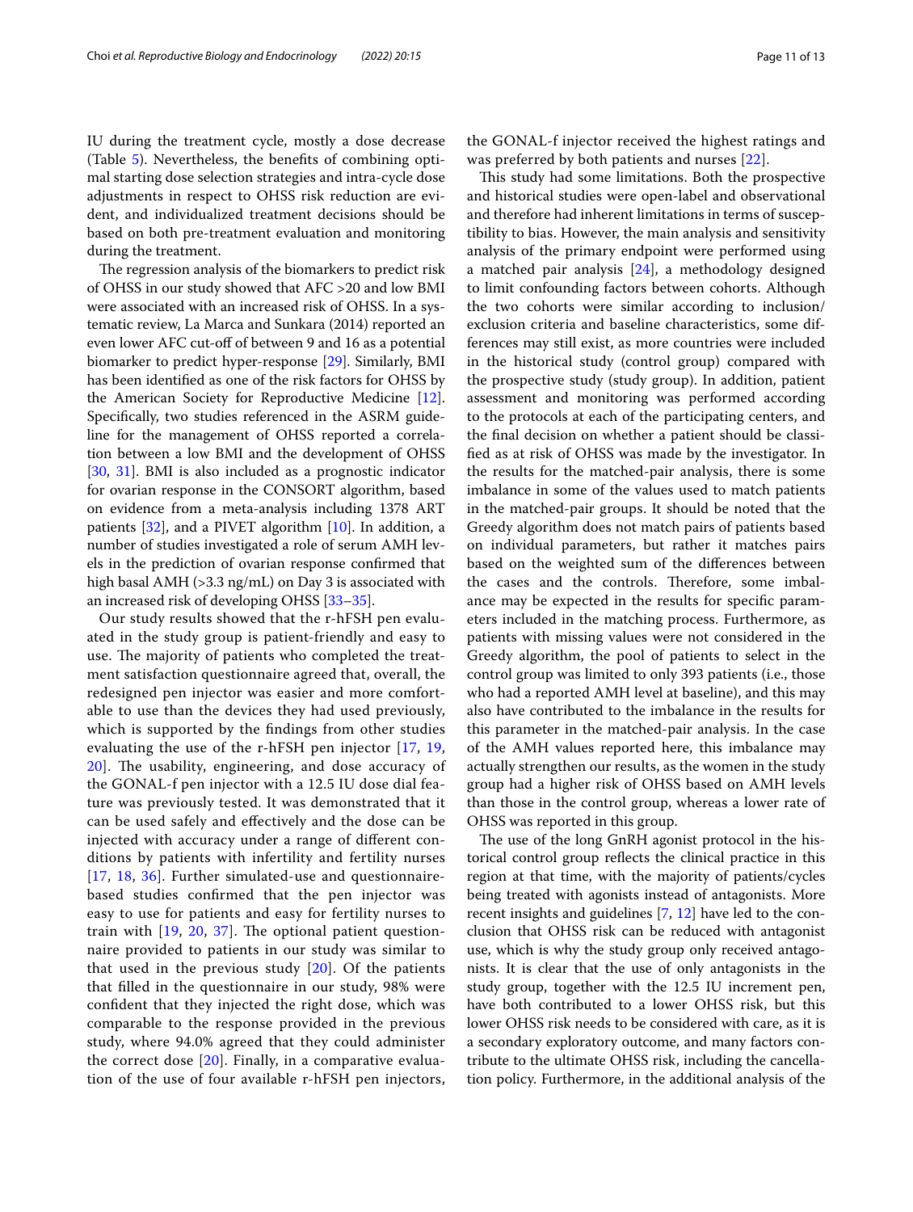IU during the treatment cycle, mostly a dose decrease (Table 5). Nevertheless, the benefits of combining optimal starting dose selection strategies and intra-cycle dose adjustments in respect to OHSS risk reduction are evident, and individualized treatment decisions should be based on both pre-treatment evaluation and monitoring during the treatment.

The regression analysis of the biomarkers to predict risk of OHSS in our study showed that AFC >20 and low BMI were associated with an increased risk of OHSS. In a systematic review, La Marca and Sunkara (2014) reported an even lower AFC cut-off of between 9 and 16 as a potential biomarker to predict hyper-response [29]. Similarly, BMI has been identified as one of the risk factors for OHSS by the American Society for Reproductive Medicine [12]. Specifically, two studies referenced in the ASRM guideline for the management of OHSS reported a correlation between a low BMI and the development of OHSS [30, 31]. BMI is also included as a prognostic indicator for ovarian response in the CONSORT algorithm, based on evidence from a meta-analysis including 1378 ART patients [32], and a PIVET algorithm [10]. In addition, a number of studies investigated a role of serum AMH levels in the prediction of ovarian response confirmed that high basal AMH (>3.3 ng/mL) on Day 3 is associated with an increased risk of developing OHSS [33–35].

Our study results showed that the r-hFSH pen evaluated in the study group is patient-friendly and easy to use. The majority of patients who completed the treatment satisfaction questionnaire agreed that, overall, the redesigned pen injector was easier and more comfortable to use than the devices they had used previously, which is supported by the findings from other studies evaluating the use of the r-hFSH pen injector [17, 19, 20]. The usability, engineering, and dose accuracy of the GONAL-f pen injector with a 12.5 IU dose dial feature was previously tested. It was demonstrated that it can be used safely and effectively and the dose can be injected with accuracy under a range of different conditions by patients with infertility and fertility nurses [17, 18, 36]. Further simulated-use and questionnaire-based studies confirmed that the pen injector was easy to use for patients and easy for fertility nurses to train with [19, 20, 37]. The optional patient questionnaire provided to patients in our study was similar to that used in the previous study [20]. Of the patients that filled in the questionnaire in our study, 98% were confident that they injected the right dose, which was comparable to the response provided in the previous study, where 94.0% agreed that they could administer the correct dose [20]. Finally, in a comparative evaluation of the use of four available r-hFSH pen injectors, the GONAL-f injector received the highest ratings and was preferred by both patients and nurses [22].

This study had some limitations. Both the prospective and historical studies were open-label and observational and therefore had inherent limitations in terms of susceptibility to bias. However, the main analysis and sensitivity analysis of the primary endpoint were performed using a matched pair analysis [24], a methodology designed to limit confounding factors between cohorts. Although the two cohorts were similar according to inclusion/exclusion criteria and baseline characteristics, some differences may still exist, as more countries were included in the historical study (control group) compared with the prospective study (study group). In addition, patient assessment and monitoring was performed according to the protocols at each of the participating centers, and the final decision on whether a patient should be classified as at risk of OHSS was made by the investigator. In the results for the matched-pair analysis, there is some imbalance in some of the values used to match patients in the matched-pair groups. It should be noted that the Greedy algorithm does not match pairs of patients based on individual parameters, but rather it matches pairs based on the weighted sum of the differences between the cases and the controls. Therefore, some imbalance may be expected in the results for specific parameters included in the matching process. Furthermore, as patients with missing values were not considered in the Greedy algorithm, the pool of patients to select in the control group was limited to only 393 patients (i.e., those who had a reported AMH level at baseline), and this may also have contributed to the imbalance in the results for this parameter in the matched-pair analysis. In the case of the AMH values reported here, this imbalance may actually strengthen our results, as the women in the study group had a higher risk of OHSS based on AMH levels than those in the control group, whereas a lower rate of OHSS was reported in this group.

The use of the long GnRH agonist protocol in the historical control group reflects the clinical practice in this region at that time, with the majority of patients/cycles being treated with agonists instead of antagonists. More recent insights and guidelines [7, 12] have led to the conclusion that OHSS risk can be reduced with antagonist use, which is why the study group only received antagonists. It is clear that the use of only antagonists in the study group, together with the 12.5 IU increment pen, have both contributed to a lower OHSS risk, but this lower OHSS risk needs to be considered with care, as it is a secondary exploratory outcome, and many factors contribute to the ultimate OHSS risk, including the cancellation policy. Furthermore, in the additional analysis of the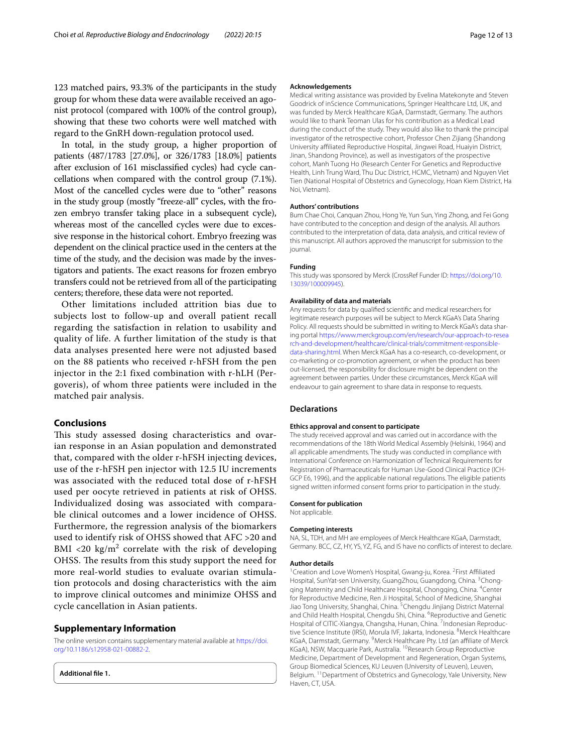123 matched pairs, 93.3% of the participants in the study group for whom these data were available received an agonist protocol (compared with 100% of the control group), showing that these two cohorts were well matched with regard to the GnRH down-regulation protocol used.

In total, in the study group, a higher proportion of patients (487/1783 [27.0%], or 326/1783 [18.0%] patients after exclusion of 161 misclassified cycles) had cycle cancellations when compared with the control group (7.1%). Most of the cancelled cycles were due to "other" reasons in the study group (mostly "freeze-all" cycles, with the frozen embryo transfer taking place in a subsequent cycle), whereas most of the cancelled cycles were due to excessive response in the historical cohort. Embryo freezing was dependent on the clinical practice used in the centers at the time of the study, and the decision was made by the investigators and patients. The exact reasons for frozen embryo transfers could not be retrieved from all of the participating centers; therefore, these data were not reported.

Other limitations included attrition bias due to subjects lost to follow-up and overall patient recall regarding the satisfaction in relation to usability and quality of life. A further limitation of the study is that data analyses presented here were not adjusted based on the 88 patients who received r-hFSH from the pen injector in the 2:1 fixed combination with r-hLH (Pergoveris), of whom three patients were included in the matched pair analysis.

## Conclusions

This study assessed dosing characteristics and ovarian response in an Asian population and demonstrated that, compared with the older r-hFSH injecting devices, use of the r-hFSH pen injector with 12.5 IU increments was associated with the reduced total dose of r-hFSH used per oocyte retrieved in patients at risk of OHSS. Individualized dosing was associated with comparable clinical outcomes and a lower incidence of OHSS. Furthermore, the regression analysis of the biomarkers used to identify risk of OHSS showed that AFC >20 and BMI <20 kg/m$^2$ correlate with the risk of developing OHSS. The results from this study support the need for more real-world studies to evaluate ovarian stimulation protocols and dosing characteristics with the aim to improve clinical outcomes and minimize OHSS and cycle cancellation in Asian patients.

## Supplementary Information

The online version contains supplementary material available at https://doi.org/10.1186/s12958-021-00882-2.

**Additional file 1.**

### Acknowledgements

Medical writing assistance was provided by Evelina Matekonyte and Steven Goodrick of inScience Communications, Springer Healthcare Ltd, UK, and was funded by Merck Healthcare KGaA, Darmstadt, Germany. The authors would like to thank Teoman Ulas for his contribution as a Medical Lead during the conduct of the study. They would also like to thank the principal investigator of the retrospective cohort, Professor Chen Zijiang (Shandong University affiliated Reproductive Hospital, Jingwei Road, Huaiyin District, Jinan, Shandong Province), as well as investigators of the prospective cohort, Manh Tuong Ho (Research Center For Genetics and Reproductive Health, Linh Trung Ward, Thu Duc District, HCMC, Vietnam) and Nguyen Viet Tien (National Hospital of Obstetrics and Gynecology, Hoan Kiem District, Ha Noi, Vietnam).

### Authors' contributions

Bum Chae Choi, Canquan Zhou, Hong Ye, Yun Sun, Ying Zhong, and Fei Gong have contributed to the conception and design of the analysis. All authors contributed to the interpretation of data, data analysis, and critical review of this manuscript. All authors approved the manuscript for submission to the journal.

### Funding

This study was sponsored by Merck (CrossRef Funder ID: https://doi.org/10.13039/100009945).

### Availability of data and materials

Any requests for data by qualified scientific and medical researchers for legitimate research purposes will be subject to Merck KGaA's Data Sharing Policy. All requests should be submitted in writing to Merck KGaA's data sharing portal https://www.merckgroup.com/en/research/our-approach-to-research-and-development/healthcare/clinical-trials/commitment-responsible-data-sharing.html. When Merck KGaA has a co-research, co-development, or co-marketing or co-promotion agreement, or when the product has been out-licensed, the responsibility for disclosure might be dependent on the agreement between parties. Under these circumstances, Merck KGaA will endeavour to gain agreement to share data in response to requests.

## Declarations

### Ethics approval and consent to participate

The study received approval and was carried out in accordance with the recommendations of the 18th World Medical Assembly (Helsinki, 1964) and all applicable amendments. The study was conducted in compliance with International Conference on Harmonization of Technical Requirements for Registration of Pharmaceuticals for Human Use-Good Clinical Practice (ICH-GCP E6, 1996), and the applicable national regulations. The eligible patients signed written informed consent forms prior to participation in the study.

### Consent for publication

Not applicable.

### Competing interests

NA, SL, TDH, and MH are employees of Merck Healthcare KGaA, Darmstadt, Germany. BCC, CZ, HY, YS, YZ, FG, and IS have no conflicts of interest to declare.

### Author details

[1] Creation and Love Women's Hospital, Gwang-ju, Korea. [2] First Affiliated Hospital, SunYat-sen University, GuangZhou, Guangdong, China. [3] Chongqing Maternity and Child Healthcare Hospital, Chongqing, China. [4] Center for Reproductive Medicine, Ren Ji Hospital, School of Medicine, Shanghai Jiao Tong University, Shanghai, China. [5] Chengdu Jinjiang District Maternal and Child Health Hospital, Chengdu Shi, China. [6] Reproductive and Genetic Hospital of CITIC-Xiangya, Changsha, Hunan, China. [7] Indonesian Reproductive Science Institute (IRSI), Morula IVF, Jakarta, Indonesia. [8] Merck Healthcare KGaA, Darmstadt, Germany. [9] Merck Healthcare Pty. Ltd (an affiliate of Merck KGaA), NSW, Macquarie Park, Australia. [10] Research Group Reproductive Medicine, Department of Development and Regeneration, Organ Systems, Group Biomedical Sciences, KU Leuven (University of Leuven), Leuven, Belgium. [11] Department of Obstetrics and Gynecology, Yale University, New Haven, CT, USA.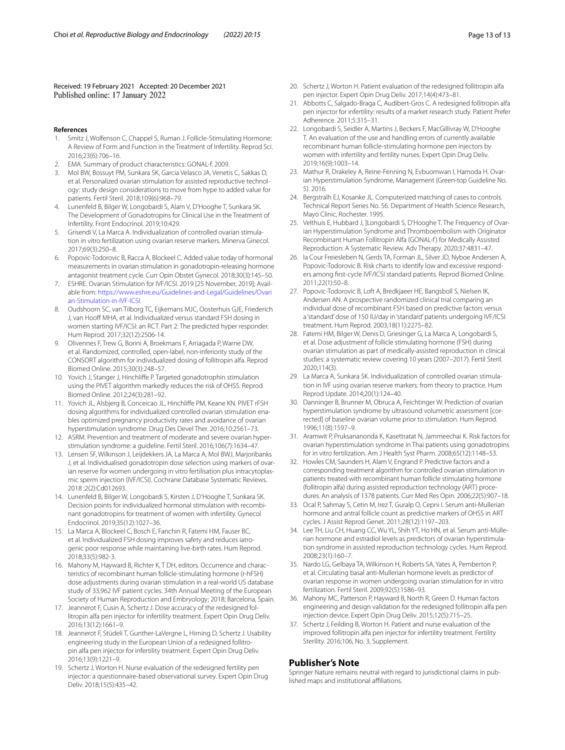Received: 19 February 2021   Accepted: 20 December 2021
Published online: 17 January 2022

#### References

1. Smitz J, Wolfenson C, Chappel S, Ruman J. Follicle-Stimulating Hormone: A Review of Form and Function in the Treatment of Infertility. Reprod Sci. 2016;23(6):706–16.
2. EMA. Summary of product characteristics: GONAL-f. 2009.
3. Mol BW, Bossuyt PM, Sunkara SK, Garcia Velasco JA, Venetis C, Sakkas D, et al. Personalized ovarian stimulation for assisted reproductive technology: study design considerations to move from hype to added value for patients. Fertil Steril. 2018;109(6):968–79.
4. Lunenfeld B, Bilger W, Longobardi S, Alam V, D'Hooghe T, Sunkara SK. The Development of Gonadotropins for Clinical Use in the Treatment of Infertility. Front Endocrinol. 2019;10:429.
5. Grisendi V, La Marca A. Individualization of controlled ovarian stimulation in vitro fertilization using ovarian reserve markers. Minerva Ginecol. 2017;69(3):250–8.
6. Popovic-Todorovic B, Racca A, Blockeel C. Added value today of hormonal measurements in ovarian stimulation in gonadotropin-releasing hormone antagonist treatment cycle. Curr Opin Obstet Gynecol. 2018;30(3):145–50.
7. ESHRE. Ovarian Stimulation for IVF/ICSI. 2019 [25 November, 2019]; Available from: https://www.eshre.eu/Guidelines-and-Legal/Guidelines/Ovarian-Stimulation-in-IVF-ICSI.
8. Oudshoorn SC, van Tilborg TC, Eijkemans MJC, Oosterhuis GJE, Friederich J, van Hooff MHA, et al. Individualized versus standard FSH dosing in women starting IVF/ICSI: an RCT. Part 2: The predicted hyper responder. Hum Reprod. 2017;32(12):2506-14.
9. Olivennes F, Trew G, Borini A, Broekmans F, Arriagada P, Warne DW, et al. Randomized, controlled, open-label, non-inferiority study of the CONSORT algorithm for individualized dosing of follitropin alfa. Reprod Biomed Online. 2015;30(3):248–57.
10. Yovich J, Stanger J, Hinchliffe P. Targeted gonadotrophin stimulation using the PIVET algorithm markedly reduces the risk of OHSS. Reprod Biomed Online. 2012;24(3):281–92.
11. Yovich JL, Alsbjerg B, Conceicao JL, Hinchliffe PM, Keane KN. PIVET rFSH dosing algorithms for individualized controlled ovarian stimulation enables optimized pregnancy productivity rates and avoidance of ovarian hyperstimulation syndrome. Drug Des Devel Ther. 2016;10:2561–73.
12. ASRM. Prevention and treatment of moderate and severe ovarian hyperstimulation syndrome: a guideline. Fertil Steril. 2016;106(7):1634–47.
13. Lensen SF, Wilkinson J, Leijdekkers JA, La Marca A, Mol BWJ, Marjoribanks J, et al. Individualised gonadotropin dose selection using markers of ovarian reserve for women undergoing in vitro fertilisation plus intracytoplasmic sperm injection (IVF/ICSI). Cochrane Database Systematic Reviews. 2018 ;2(2):Cd012693.
14. Lunenfeld B, Bilger W, Longobardi S, Kirsten J, D'Hooghe T, Sunkara SK. Decision points for individualized hormonal stimulation with recombinant gonadotropins for treatment of women with infertility. Gynecol Endocrinol. 2019;35(12):1027–36.
15. La Marca A, Blockeel C, Bosch E, Fanchin R, Fatemi HM, Fauser BC, et al. Individualized FSH dosing improves safety and reduces iatrogenic poor response while maintaining live-birth rates. Hum Reprod. 2018;33(5):982-3.
16. Mahony M, Hayward B, Richter K, T DH, editors. Occurrence and characteristics of recombinant human follicle-stimulating hormone (r-hFSH) dose adjustments during ovarian stimulation in a real-world US database study of 33,962 IVF patient cycles. 34th Annual Meeting of the European Society of Human Reproduction and Embryology; 2018; Barcelona, Spain.
17. Jeannerot F, Cusin A, Schertz J. Dose accuracy of the redesigned follitropin alfa pen injector for infertility treatment. Expert Opin Drug Deliv. 2016;13(12):1661–9.
18. Jeannerot F, Stüdeli T, Gunther-LaVergne L, Hirning D, Schertz J. Usability engineering study in the European Union of a redesigned follitropin alfa pen injector for infertility treatment. Expert Opin Drug Deliv. 2016;13(9):1221–9.
19. Schertz J, Worton H. Nurse evaluation of the redesigned fertility pen injector: a questionnaire-based observational survey. Expert Opin Drug Deliv. 2018;15(5):435–42.
20. Schertz J, Worton H. Patient evaluation of the redesigned follitropin alfa pen injector. Expert Opin Drug Deliv. 2017;14(4):473–81.
21. Abbotts C, Salgado-Braga C, Audibert-Gros C. A redesigned follitropin alfa pen injector for infertility: results of a market research study. Patient Prefer Adherence. 2011;5:315–31.
22. Longobardi S, Seidler A, Martins J, Beckers F, MacGillivray W, D'Hooghe T. An evaluation of the use and handling errors of currently available recombinant human follicle-stimulating hormone pen injectors by women with infertility and fertility nurses. Expert Opin Drug Deliv. 2019;16(9):1003–14.
23. Mathur R, Drakeley A, Reine-Fenning N, Evbuomwan I, Hamoda H. Ovarian Hyperstimulation Syndrome, Management (Green-top Guideline No. 5). 2016.
24. Bergstralh EJ, Kosanke JL. Computerized matching of cases to controls. Technical Report Series No. 56. Department of Health Science Research, Mayo Clinic, Rochester. 1995.
25. Velthuis E, Hubbard J, ]Longobardi S, D'Hooghe T. The Frequency of Ovarian Hyperstimulation Syndrome and Thromboembolism with Originator Recombinant Human Follitropin Alfa (GONAL-f) for Medically Assisted Reproduction: A Systematic Review. Adv Therapy. 2020;37:4831–47.
26. la Cour Freiesleben N, Gerds TA, Forman JL, Silver JD, Nyboe Andersen A, Popovic-Todorovic B. Risk charts to identify low and excessive responders among first-cycle IVF/ICSI standard patients. Reprod Biomed Online. 2011;22(1):50–8.
27. Popovic-Todorovic B, Loft A, Bredkjaeer HE, Bangsboll S, Nielsen IK, Andersen AN. A prospective randomized clinical trial comparing an individual dose of recombinant FSH based on predictive factors versus a 'standard' dose of 150 IU/day in 'standard' patients undergoing IVF/ICSI treatment. Hum Reprod. 2003;18(11):2275–82.
28. Fatemi HM, Bilger W, Denis D, Griesinger G, La Marca A, Longobardi S, et al. Dose adjustment of follicle stimulating hormone (FSH) during ovarian stimulation as part of medically-assisted reproduction in clinical studies: a systematic review covering 10 years (2007–2017). Fertil Steril. 2020;114(3).
29. La Marca A, Sunkara SK. Individualization of controlled ovarian stimulation in IVF using ovarian reserve markers: from theory to practice. Hum Reprod Update. 2014;20(1):124–40.
30. Danninger B, Brunner M, Obruca A, Feichtinger W. Prediction of ovarian hyperstimulation syndrome by ultrasound volumetric assessment [corrected] of baseline ovarian volume prior to stimulation. Hum Reprod. 1996;11(8):1597–9.
31. Aramwit P, Pruksananonda K, Kasettratat N, Jammeechai K. Risk factors for ovarian hyperstimulation syndrome in Thai patients using gonadotropins for in vitro fertilization. Am J Health Syst Pharm. 2008;65(12):1148–53.
32. Howles CM, Saunders H, Alam V, Engrand P. Predictive factors and a corresponding treatment algorithm for controlled ovarian stimulation in patients treated with recombinant human follicle stimulating hormone (follitropin alfa) during assisted reproduction technology (ART) procedures. An analysis of 1378 patients. Curr Med Res Opin. 2006;22(5):907–18.
33. Ocal P, Sahmay S, Cetin M, Irez T, Guralp O, Cepni I. Serum anti-Mullerian hormone and antral follicle count as predictive markers of OHSS in ART cycles. J Assist Reprod Genet. 2011;28(12):1197–203.
34. Lee TH, Liu CH, Huang CC, Wu YL, Shih YT, Ho HN, et al. Serum anti-Müllerian hormone and estradiol levels as predictors of ovarian hyperstimulation syndrome in assisted reproduction technology cycles. Hum Reprod. 2008;23(1):160–7.
35. Nardo LG, Gelbaya TA, Wilkinson H, Roberts SA, Yates A, Pemberton P, et al. Circulating basal anti-Mullerian hormone levels as predictor of ovarian response in women undergoing ovarian stimulation for in vitro fertilization. Fertil Steril. 2009;92(5):1586–93.
36. Mahony MC, Patterson P, Hayward B, North R, Green D. Human factors engineering and design validation for the redesigned follitropin alfa pen injection device. Expert Opin Drug Deliv. 2015;12(5):715–25.
37. Schertz J, Feilding B, Worton H. Patient and nurse evaluation of the improved follitropin alfa pen injector for infertility treatment. Fertility Sterility. 2016;106, No. 3, Supplement.

## Publisher's Note

Springer Nature remains neutral with regard to jurisdictional claims in published maps and institutional affiliations.